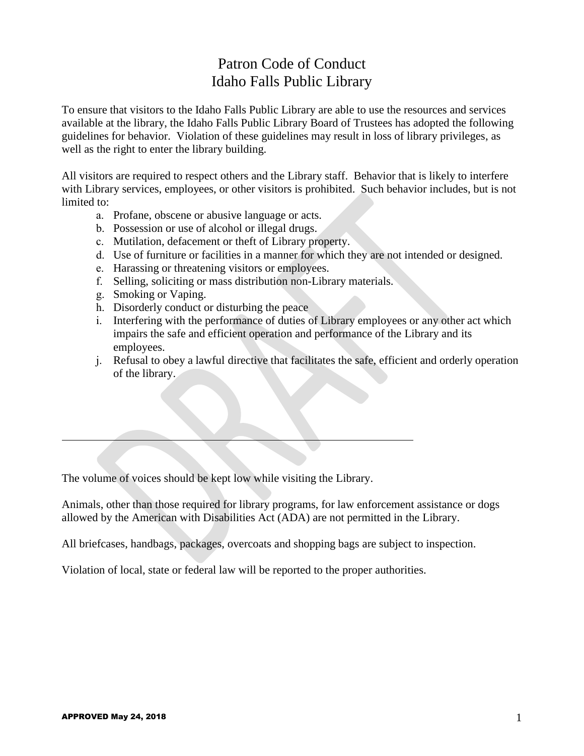# Patron Code of Conduct
# Idaho Falls Public Library

To ensure that visitors to the Idaho Falls Public Library are able to use the resources and services available at the library, the Idaho Falls Public Library Board of Trustees has adopted the following guidelines for behavior. Violation of these guidelines may result in loss of library privileges, as well as the right to enter the library building.

All visitors are required to respect others and the Library staff. Behavior that is likely to interfere with Library services, employees, or other visitors is prohibited. Such behavior includes, but is not limited to:

a. Profane, obscene or abusive language or acts.
b. Possession or use of alcohol or illegal drugs.
c. Mutilation, defacement or theft of Library property.
d. Use of furniture or facilities in a manner for which they are not intended or designed.
e. Harassing or threatening visitors or employees.
f. Selling, soliciting or mass distribution non-Library materials.
g. Smoking or Vaping.
h. Disorderly conduct or disturbing the peace
i. Interfering with the performance of duties of Library employees or any other act which impairs the safe and efficient operation and performance of the Library and its employees.
j. Refusal to obey a lawful directive that facilitates the safe, efficient and orderly operation of the library.

---

The volume of voices should be kept low while visiting the Library.

Animals, other than those required for library programs, for law enforcement assistance or dogs allowed by the American with Disabilities Act (ADA) are not permitted in the Library.

All briefcases, handbags, packages, overcoats and shopping bags are subject to inspection.

Violation of local, state or federal law will be reported to the proper authorities.

**APPROVED May 24, 2018**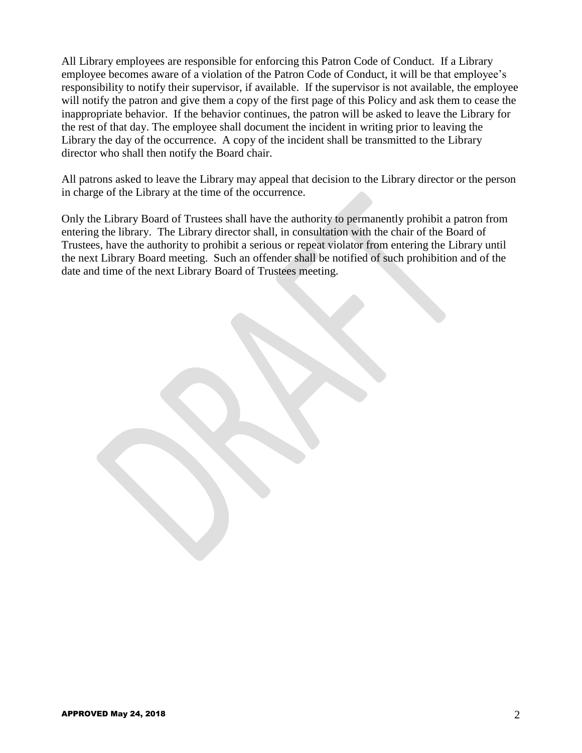All Library employees are responsible for enforcing this Patron Code of Conduct. If a Library employee becomes aware of a violation of the Patron Code of Conduct, it will be that employee's responsibility to notify their supervisor, if available. If the supervisor is not available, the employee will notify the patron and give them a copy of the first page of this Policy and ask them to cease the inappropriate behavior. If the behavior continues, the patron will be asked to leave the Library for the rest of that day. The employee shall document the incident in writing prior to leaving the Library the day of the occurrence. A copy of the incident shall be transmitted to the Library director who shall then notify the Board chair.

All patrons asked to leave the Library may appeal that decision to the Library director or the person in charge of the Library at the time of the occurrence.

Only the Library Board of Trustees shall have the authority to permanently prohibit a patron from entering the library. The Library director shall, in consultation with the chair of the Board of Trustees, have the authority to prohibit a serious or repeat violator from entering the Library until the next Library Board meeting. Such an offender shall be notified of such prohibition and of the date and time of the next Library Board of Trustees meeting.